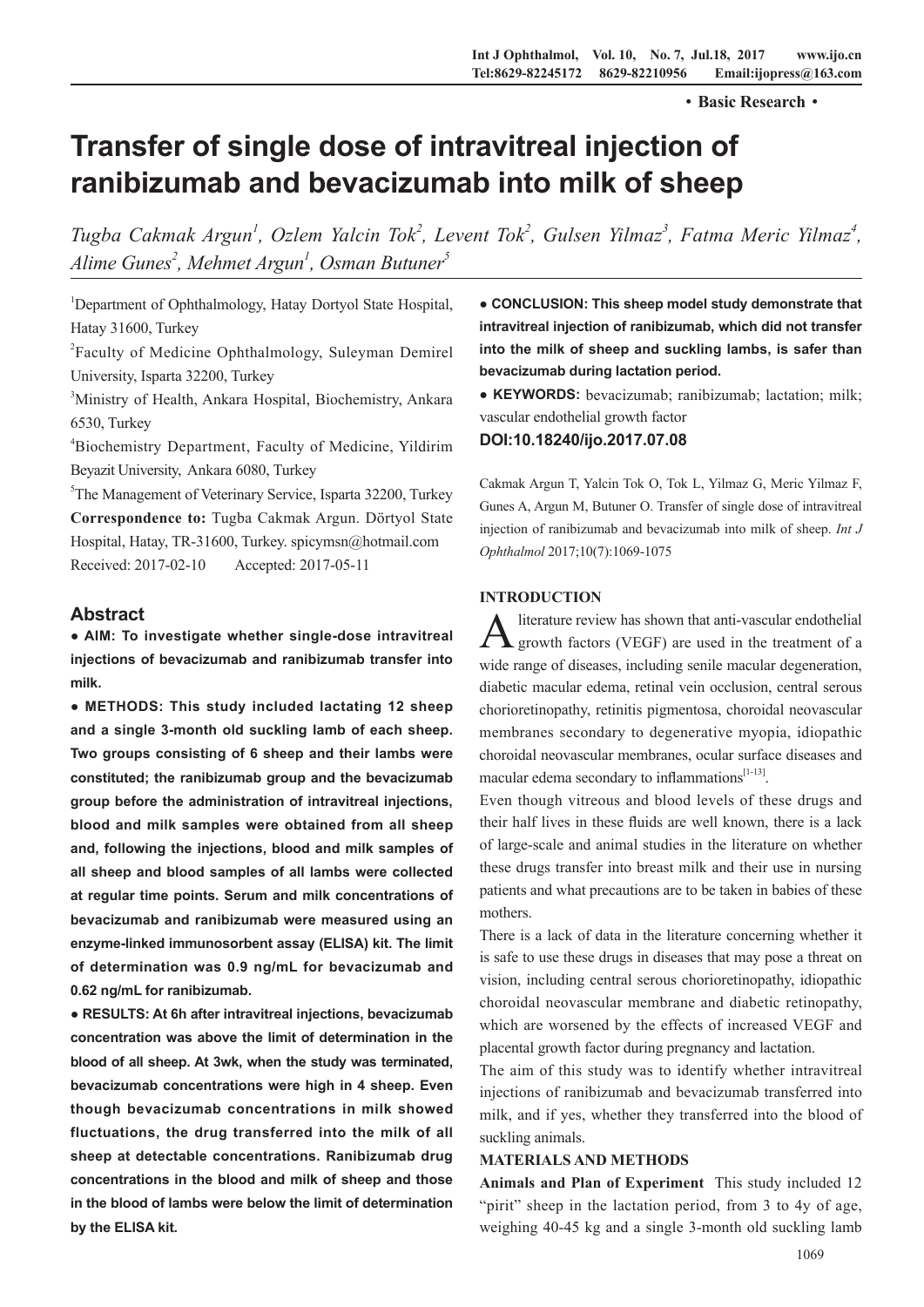• **Basic Research** •

# Transfer of single dose of intravitreal injection of ranibizumab and bevacizumab into milk of sheep

*Tugba Cakmak Argun[1], Ozlem Yalcin Tok[2], Levent Tok[2], Gulsen Yilmaz[3], Fatma Meric Yilmaz[4], Alime Gunes[2], Mehmet Argun[1], Osman Butuner[5]*

[1]Department of Ophthalmology, Hatay Dortyol State Hospital, Hatay 31600, Turkey

[2]Faculty of Medicine Ophthalmology, Suleyman Demirel University, Isparta 32200, Turkey

[3]Ministry of Health, Ankara Hospital, Biochemistry, Ankara 6530, Turkey

[4]Biochemistry Department, Faculty of Medicine, Yildirim Beyazit University, Ankara 6080, Turkey

[5]The Management of Veterinary Service, Isparta 32200, Turkey

**Correspondence to:** Tugba Cakmak Argun. Dörtyol State Hospital, Hatay, TR-31600, Turkey. spicymsn@hotmail.com

Received: 2017-02-10 Accepted: 2017-05-11

## Abstract

● **AIM: To investigate whether single-dose intravitreal injections of bevacizumab and ranibizumab transfer into milk.**

● **METHODS: This study included lactating 12 sheep and a single 3-month old suckling lamb of each sheep. Two groups consisting of 6 sheep and their lambs were constituted; the ranibizumab group and the bevacizumab group before the administration of intravitreal injections, blood and milk samples were obtained from all sheep and, following the injections, blood and milk samples of all sheep and blood samples of all lambs were collected at regular time points. Serum and milk concentrations of bevacizumab and ranibizumab were measured using an enzyme-linked immunosorbent assay (ELISA) kit. The limit of determination was 0.9 ng/mL for bevacizumab and 0.62 ng/mL for ranibizumab.**

● **RESULTS: At 6h after intravitreal injections, bevacizumab concentration was above the limit of determination in the blood of all sheep. At 3wk, when the study was terminated, bevacizumab concentrations were high in 4 sheep. Even though bevacizumab concentrations in milk showed fluctuations, the drug transferred into the milk of all sheep at detectable concentrations. Ranibizumab drug concentrations in the blood and milk of sheep and those in the blood of lambs were below the limit of determination by the ELISA kit.**

● **CONCLUSION: This sheep model study demonstrate that intravitreal injection of ranibizumab, which did not transfer into the milk of sheep and suckling lambs, is safer than bevacizumab during lactation period.**

● **KEYWORDS:** bevacizumab; ranibizumab; lactation; milk; vascular endothelial growth factor

**DOI:10.18240/ijo.2017.07.08**

Cakmak Argun T, Yalcin Tok O, Tok L, Yilmaz G, Meric Yilmaz F, Gunes A, Argun M, Butuner O. Transfer of single dose of intravitreal injection of ranibizumab and bevacizumab into milk of sheep. *Int J Ophthalmol* 2017;10(7):1069-1075

## INTRODUCTION

A literature review has shown that anti-vascular endothelial growth factors (VEGF) are used in the treatment of a wide range of diseases, including senile macular degeneration, diabetic macular edema, retinal vein occlusion, central serous chorioretinopathy, retinitis pigmentosa, choroidal neovascular membranes secondary to degenerative myopia, idiopathic choroidal neovascular membranes, ocular surface diseases and macular edema secondary to inflammations[1-13].

Even though vitreous and blood levels of these drugs and their half lives in these fluids are well known, there is a lack of large-scale and animal studies in the literature on whether these drugs transfer into breast milk and their use in nursing patients and what precautions are to be taken in babies of these mothers.

There is a lack of data in the literature concerning whether it is safe to use these drugs in diseases that may pose a threat on vision, including central serous chorioretinopathy, idiopathic choroidal neovascular membrane and diabetic retinopathy, which are worsened by the effects of increased VEGF and placental growth factor during pregnancy and lactation.

The aim of this study was to identify whether intravitreal injections of ranibizumab and bevacizumab transferred into milk, and if yes, whether they transferred into the blood of suckling animals.

## MATERIALS AND METHODS

**Animals and Plan of Experiment** This study included 12 "pirit" sheep in the lactation period, from 3 to 4y of age, weighing 40-45 kg and a single 3-month old suckling lamb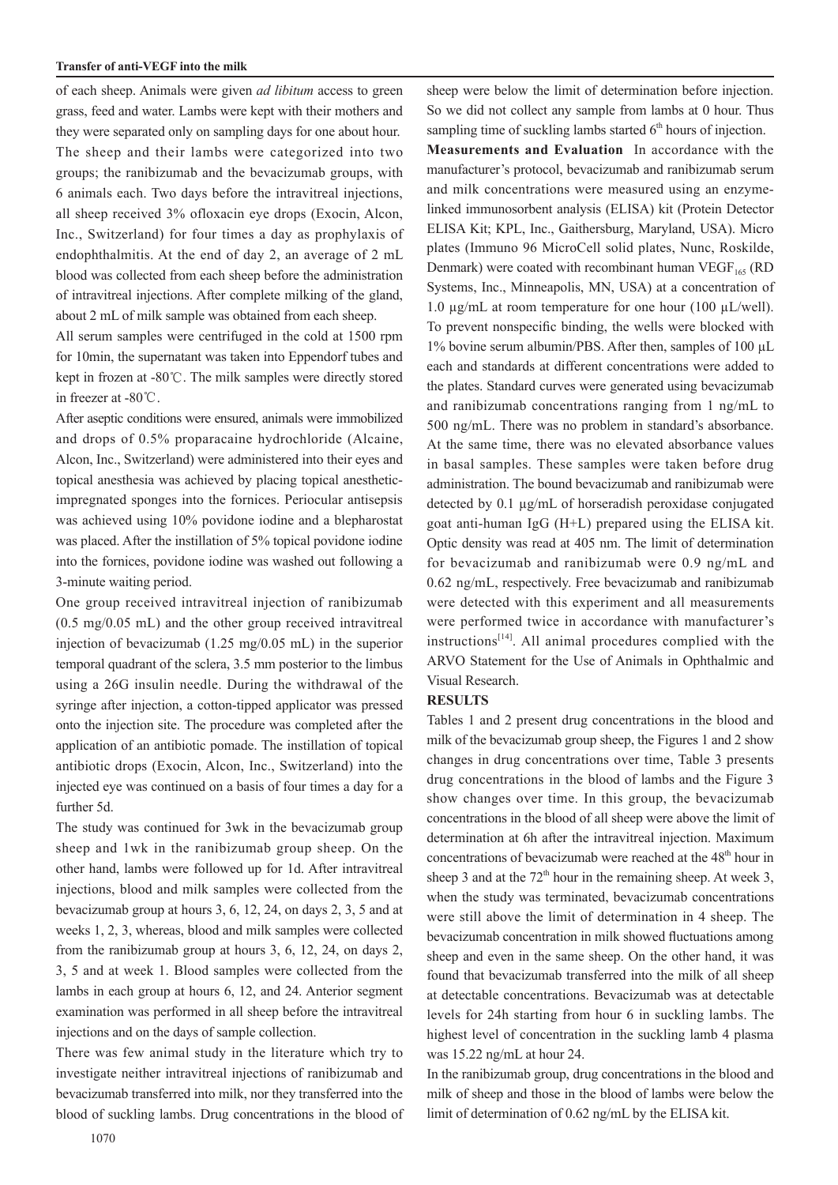of each sheep. Animals were given *ad libitum* access to green grass, feed and water. Lambs were kept with their mothers and they were separated only on sampling days for one about hour.

The sheep and their lambs were categorized into two groups; the ranibizumab and the bevacizumab groups, with 6 animals each. Two days before the intravitreal injections, all sheep received 3% ofloxacin eye drops (Exocin, Alcon, Inc., Switzerland) for four times a day as prophylaxis of endophthalmitis. At the end of day 2, an average of 2 mL blood was collected from each sheep before the administration of intravitreal injections. After complete milking of the gland, about 2 mL of milk sample was obtained from each sheep.

All serum samples were centrifuged in the cold at 1500 rpm for 10min, the supernatant was taken into Eppendorf tubes and kept in frozen at -80℃. The milk samples were directly stored in freezer at -80℃.

After aseptic conditions were ensured, animals were immobilized and drops of 0.5% proparacaine hydrochloride (Alcaine, Alcon, Inc., Switzerland) were administered into their eyes and topical anesthesia was achieved by placing topical anesthetic-impregnated sponges into the fornices. Periocular antisepsis was achieved using 10% povidone iodine and a blepharostat was placed. After the instillation of 5% topical povidone iodine into the fornices, povidone iodine was washed out following a 3-minute waiting period.

One group received intravitreal injection of ranibizumab (0.5 mg/0.05 mL) and the other group received intravitreal injection of bevacizumab (1.25 mg/0.05 mL) in the superior temporal quadrant of the sclera, 3.5 mm posterior to the limbus using a 26G insulin needle. During the withdrawal of the syringe after injection, a cotton-tipped applicator was pressed onto the injection site. The procedure was completed after the application of an antibiotic pomade. The instillation of topical antibiotic drops (Exocin, Alcon, Inc., Switzerland) into the injected eye was continued on a basis of four times a day for a further 5d.

The study was continued for 3wk in the bevacizumab group sheep and 1wk in the ranibizumab group sheep. On the other hand, lambs were followed up for 1d. After intravitreal injections, blood and milk samples were collected from the bevacizumab group at hours 3, 6, 12, 24, on days 2, 3, 5 and at weeks 1, 2, 3, whereas, blood and milk samples were collected from the ranibizumab group at hours 3, 6, 12, 24, on days 2, 3, 5 and at week 1. Blood samples were collected from the lambs in each group at hours 6, 12, and 24. Anterior segment examination was performed in all sheep before the intravitreal injections and on the days of sample collection.

There was few animal study in the literature which try to investigate neither intravitreal injections of ranibizumab and bevacizumab transferred into milk, nor they transferred into the blood of suckling lambs. Drug concentrations in the blood of sheep were below the limit of determination before injection. So we did not collect any sample from lambs at 0 hour. Thus sampling time of suckling lambs started 6th hours of injection.

**Measurements and Evaluation** In accordance with the manufacturer's protocol, bevacizumab and ranibizumab serum and milk concentrations were measured using an enzyme-linked immunosorbent analysis (ELISA) kit (Protein Detector ELISA Kit; KPL, Inc., Gaithersburg, Maryland, USA). Micro plates (Immuno 96 MicroCell solid plates, Nunc, Roskilde, Denmark) were coated with recombinant human $VEGF_{165}$ (RD Systems, Inc., Minneapolis, MN, USA) at a concentration of 1.0 μg/mL at room temperature for one hour (100 μL/well). To prevent nonspecific binding, the wells were blocked with 1% bovine serum albumin/PBS. After then, samples of 100 μL each and standards at different concentrations were added to the plates. Standard curves were generated using bevacizumab and ranibizumab concentrations ranging from 1 ng/mL to 500 ng/mL. There was no problem in standard's absorbance. At the same time, there was no elevated absorbance values in basal samples. These samples were taken before drug administration. The bound bevacizumab and ranibizumab were detected by 0.1 μg/mL of horseradish peroxidase conjugated goat anti-human IgG (H+L) prepared using the ELISA kit. Optic density was read at 405 nm. The limit of determination for bevacizumab and ranibizumab were 0.9 ng/mL and 0.62 ng/mL, respectively. Free bevacizumab and ranibizumab were detected with this experiment and all measurements were performed twice in accordance with manufacturer's instructions[14]. All animal procedures complied with the ARVO Statement for the Use of Animals in Ophthalmic and Visual Research.

## RESULTS

Tables 1 and 2 present drug concentrations in the blood and milk of the bevacizumab group sheep, the Figures 1 and 2 show changes in drug concentrations over time, Table 3 presents drug concentrations in the blood of lambs and the Figure 3 show changes over time. In this group, the bevacizumab concentrations in the blood of all sheep were above the limit of determination at 6h after the intravitreal injection. Maximum concentrations of bevacizumab were reached at the 48th hour in sheep 3 and at the 72th hour in the remaining sheep. At week 3, when the study was terminated, bevacizumab concentrations were still above the limit of determination in 4 sheep. The bevacizumab concentration in milk showed fluctuations among sheep and even in the same sheep. On the other hand, it was found that bevacizumab transferred into the milk of all sheep at detectable concentrations. Bevacizumab was at detectable levels for 24h starting from hour 6 in suckling lambs. The highest level of concentration in the suckling lamb 4 plasma was 15.22 ng/mL at hour 24.

In the ranibizumab group, drug concentrations in the blood and milk of sheep and those in the blood of lambs were below the limit of determination of 0.62 ng/mL by the ELISA kit.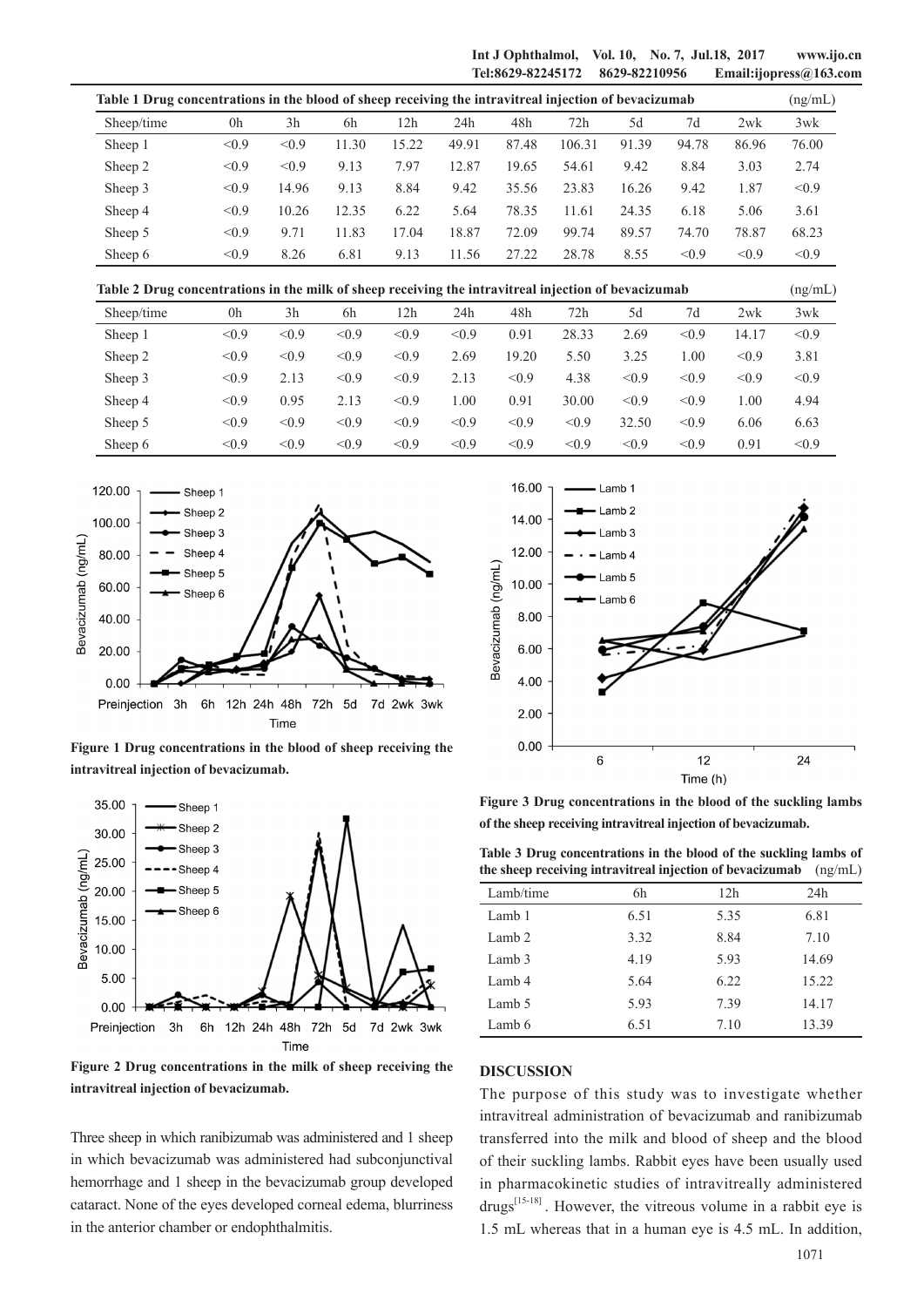**Table 1 Drug concentrations in the blood of sheep receiving the intravitreal injection of bevacizumab** (ng/mL)

| Sheep/time | 0h | 3h | 6h | 12h | 24h | 48h | 72h | 5d | 7d | 2wk | 3wk |
|---|---|---|---|---|---|---|---|---|---|---|---|
| Sheep 1 | <0.9 | <0.9 | 11.30 | 15.22 | 49.91 | 87.48 | 106.31 | 91.39 | 94.78 | 86.96 | 76.00 |
| Sheep 2 | <0.9 | <0.9 | 9.13 | 7.97 | 12.87 | 19.65 | 54.61 | 9.42 | 8.84 | 3.03 | 2.74 |
| Sheep 3 | <0.9 | 14.96 | 9.13 | 8.84 | 9.42 | 35.56 | 23.83 | 16.26 | 9.42 | 1.87 | <0.9 |
| Sheep 4 | <0.9 | 10.26 | 12.35 | 6.22 | 5.64 | 78.35 | 11.61 | 24.35 | 6.18 | 5.06 | 3.61 |
| Sheep 5 | <0.9 | 9.71 | 11.83 | 17.04 | 18.87 | 72.09 | 99.74 | 89.57 | 74.70 | 78.87 | 68.23 |
| Sheep 6 | <0.9 | 8.26 | 6.81 | 9.13 | 11.56 | 27.22 | 28.78 | 8.55 | <0.9 | <0.9 | <0.9 |

**Table 2 Drug concentrations in the milk of sheep receiving the intravitreal injection of bevacizumab** (ng/mL)

| Sheep/time | 0h | 3h | 6h | 12h | 24h | 48h | 72h | 5d | 7d | 2wk | 3wk |
|---|---|---|---|---|---|---|---|---|---|---|---|
| Sheep 1 | <0.9 | <0.9 | <0.9 | <0.9 | <0.9 | 0.91 | 28.33 | 2.69 | <0.9 | 14.17 | <0.9 |
| Sheep 2 | <0.9 | <0.9 | <0.9 | <0.9 | 2.69 | 19.20 | 5.50 | 3.25 | 1.00 | <0.9 | 3.81 |
| Sheep 3 | <0.9 | 2.13 | <0.9 | <0.9 | 2.13 | <0.9 | 4.38 | <0.9 | <0.9 | <0.9 | <0.9 |
| Sheep 4 | <0.9 | 0.95 | 2.13 | <0.9 | 1.00 | 0.91 | 30.00 | <0.9 | <0.9 | 1.00 | 4.94 |
| Sheep 5 | <0.9 | <0.9 | <0.9 | <0.9 | <0.9 | <0.9 | <0.9 | 32.50 | <0.9 | 6.06 | 6.63 |
| Sheep 6 | <0.9 | <0.9 | <0.9 | <0.9 | <0.9 | <0.9 | <0.9 | <0.9 | <0.9 | 0.91 | <0.9 |

**Figure 1 Drug concentrations in the blood of sheep receiving the intravitreal injection of bevacizumab.**

**Figure 2 Drug concentrations in the milk of sheep receiving the intravitreal injection of bevacizumab.**

Three sheep in which ranibizumab was administered and 1 sheep in which bevacizumab was administered had subconjunctival hemorrhage and 1 sheep in the bevacizumab group developed cataract. None of the eyes developed corneal edema, blurriness in the anterior chamber or endophthalmitis.

**Figure 3 Drug concentrations in the blood of the suckling lambs of the sheep receiving intravitreal injection of bevacizumab.**

**Table 3 Drug concentrations in the blood of the suckling lambs of the sheep receiving intravitreal injection of bevacizumab** (ng/mL)

| Lamb/time | 6h | 12h | 24h |
|---|---|---|---|
| Lamb 1 | 6.51 | 5.35 | 6.81 |
| Lamb 2 | 3.32 | 8.84 | 7.10 |
| Lamb 3 | 4.19 | 5.93 | 14.69 |
| Lamb 4 | 5.64 | 6.22 | 15.22 |
| Lamb 5 | 5.93 | 7.39 | 14.17 |
| Lamb 6 | 6.51 | 7.10 | 13.39 |

## DISCUSSION

The purpose of this study was to investigate whether intravitreal administration of bevacizumab and ranibizumab transferred into the milk and blood of sheep and the blood of their suckling lambs. Rabbit eyes have been usually used in pharmacokinetic studies of intravitreally administered drugs[15-18]. However, the vitreous volume in a rabbit eye is 1.5 mL whereas that in a human eye is 4.5 mL. In addition,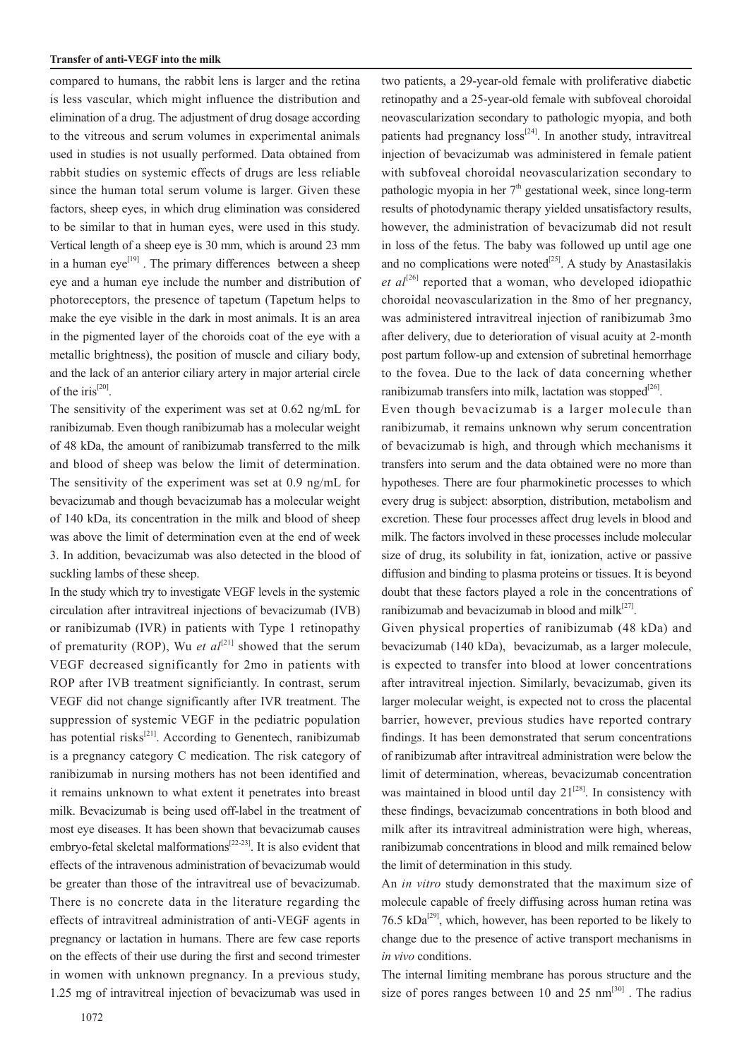compared to humans, the rabbit lens is larger and the retina is less vascular, which might influence the distribution and elimination of a drug. The adjustment of drug dosage according to the vitreous and serum volumes in experimental animals used in studies is not usually performed. Data obtained from rabbit studies on systemic effects of drugs are less reliable since the human total serum volume is larger. Given these factors, sheep eyes, in which drug elimination was considered to be similar to that in human eyes, were used in this study. Vertical length of a sheep eye is 30 mm, which is around 23 mm in a human eye[19] . The primary differences between a sheep eye and a human eye include the number and distribution of photoreceptors, the presence of tapetum (Tapetum helps to make the eye visible in the dark in most animals. It is an area in the pigmented layer of the choroids coat of the eye with a metallic brightness), the position of muscle and ciliary body, and the lack of an anterior ciliary artery in major arterial circle of the iris[20].

The sensitivity of the experiment was set at 0.62 ng/mL for ranibizumab. Even though ranibizumab has a molecular weight of 48 kDa, the amount of ranibizumab transferred to the milk and blood of sheep was below the limit of determination. The sensitivity of the experiment was set at 0.9 ng/mL for bevacizumab and though bevacizumab has a molecular weight of 140 kDa, its concentration in the milk and blood of sheep was above the limit of determination even at the end of week 3. In addition, bevacizumab was also detected in the blood of suckling lambs of these sheep.

In the study which try to investigate VEGF levels in the systemic circulation after intravitreal injections of bevacizumab (IVB) or ranibizumab (IVR) in patients with Type 1 retinopathy of prematurity (ROP), Wu *et al*[21] showed that the serum VEGF decreased significantly for 2mo in patients with ROP after IVB treatment significiantly. In contrast, serum VEGF did not change significantly after IVR treatment. The suppression of systemic VEGF in the pediatric population has potential risks[21]. According to Genentech, ranibizumab is a pregnancy category C medication. The risk category of ranibizumab in nursing mothers has not been identified and it remains unknown to what extent it penetrates into breast milk. Bevacizumab is being used off-label in the treatment of most eye diseases. It has been shown that bevacizumab causes embryo-fetal skeletal malformations[22-23]. It is also evident that effects of the intravenous administration of bevacizumab would be greater than those of the intravitreal use of bevacizumab. There is no concrete data in the literature regarding the effects of intravitreal administration of anti-VEGF agents in pregnancy or lactation in humans. There are few case reports on the effects of their use during the first and second trimester in women with unknown pregnancy. In a previous study, 1.25 mg of intravitreal injection of bevacizumab was used in two patients, a 29-year-old female with proliferative diabetic retinopathy and a 25-year-old female with subfoveal choroidal neovascularization secondary to pathologic myopia, and both patients had pregnancy loss[24]. In another study, intravitreal injection of bevacizumab was administered in female patient with subfoveal choroidal neovascularization secondary to pathologic myopia in her 7th gestational week, since long-term results of photodynamic therapy yielded unsatisfactory results, however, the administration of bevacizumab did not result in loss of the fetus. The baby was followed up until age one and no complications were noted[25]. A study by Anastasilakis *et al*[26] reported that a woman, who developed idiopathic choroidal neovascularization in the 8mo of her pregnancy, was administered intravitreal injection of ranibizumab 3mo after delivery, due to deterioration of visual acuity at 2-month post partum follow-up and extension of subretinal hemorrhage to the fovea. Due to the lack of data concerning whether ranibizumab transfers into milk, lactation was stopped[26].

Even though bevacizumab is a larger molecule than ranibizumab, it remains unknown why serum concentration of bevacizumab is high, and through which mechanisms it transfers into serum and the data obtained were no more than hypotheses. There are four pharmokinetic processes to which every drug is subject: absorption, distribution, metabolism and excretion. These four processes affect drug levels in blood and milk. The factors involved in these processes include molecular size of drug, its solubility in fat, ionization, active or passive diffusion and binding to plasma proteins or tissues. It is beyond doubt that these factors played a role in the concentrations of ranibizumab and bevacizumab in blood and milk[27].

Given physical properties of ranibizumab (48 kDa) and bevacizumab (140 kDa), bevacizumab, as a larger molecule, is expected to transfer into blood at lower concentrations after intravitreal injection. Similarly, bevacizumab, given its larger molecular weight, is expected not to cross the placental barrier, however, previous studies have reported contrary findings. It has been demonstrated that serum concentrations of ranibizumab after intravitreal administration were below the limit of determination, whereas, bevacizumab concentration was maintained in blood until day 21[28]. In consistency with these findings, bevacizumab concentrations in both blood and milk after its intravitreal administration were high, whereas, ranibizumab concentrations in blood and milk remained below the limit of determination in this study.

An *in vitro* study demonstrated that the maximum size of molecule capable of freely diffusing across human retina was 76.5 kDa[29], which, however, has been reported to be likely to change due to the presence of active transport mechanisms in *in vivo* conditions.

The internal limiting membrane has porous structure and the size of pores ranges between 10 and 25 nm[30] . The radius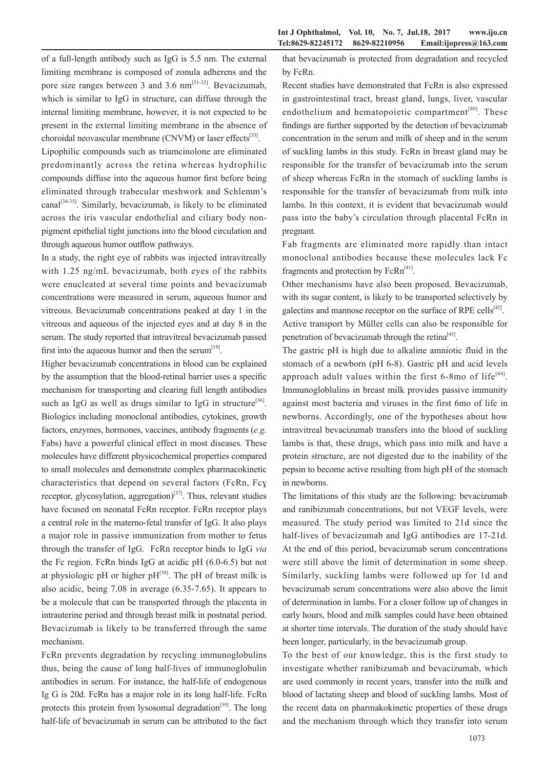of a full-length antibody such as IgG is 5.5 nm. The external limiting membrane is composed of zonula adherens and the pore size ranges between 3 and 3.6 nm[31-32]. Bevacizumab, which is similar to IgG in structure, can diffuse through the internal limiting membrane, however, it is not expected to be present in the external limiting membrane in the absence of choroidal neovascular membrane (CNVM) or laser effects[33].

Lipophilic compounds such as triamcinolone are eliminated predominantly across the retina whereas hydrophilic compounds diffuse into the aqueous humor first before being eliminated through trabecular meshwork and Schlemm's canal[34-35]. Similarly, bevacizumab, is likely to be eliminated across the iris vascular endothelial and ciliary body non-pigment epithelial tight junctions into the blood circulation and through aqueous humor outflow pathways.

In a study, the right eye of rabbits was injected intravitreally with 1.25 ng/mL bevacizumab, both eyes of the rabbits were enucleated at several time points and bevacizumab concentrations were measured in serum, aqueous humor and vitreous. Bevacizumab concentrations peaked at day 1 in the vitreous and aqueous of the injected eyes and at day 8 in the serum. The study reported that intravitreal bevacizumab passed first into the aqueous humor and then the serum[18].

Higher bevacizumab concentrations in blood can be explained by the assumption that the blood-retinal barrier uses a specific mechanism for transporting and clearing full length antibodies such as IgG as well as drugs similar to IgG in structure[36]. Biologics including monoclonal antibodies, cytokines, growth factors, enzymes, hormones, vaccines, antibody fragments (*e.g.* Fabs) have a powerful clinical effect in most diseases. These molecules have different physicochemical properties compared to small molecules and demonstrate complex pharmacokinetic characteristics that depend on several factors (FcRn, Fcγ receptor, glycosylation, aggregation)[37]. Thus, relevant studies have focused on neonatal FcRn receptor. FcRn receptor plays a central role in the materno-fetal transfer of IgG. It also plays a major role in passive immunization from mother to fetus through the transfer of IgG. FcRn receptor binds to IgG *via* the Fc region. FcRn binds IgG at acidic pH (6.0-6.5) but not at physiologic pH or higher pH[38]. The pH of breast milk is also acidic, being 7.08 in average (6.35-7.65). It appears to be a molecule that can be transported through the placenta in intrauterine period and through breast milk in postnatal period. Bevacizumab is likely to be transferred through the same mechanism.

FcRn prevents degradation by recycling immunoglobulins thus, being the cause of long half-lives of immunoglobulin antibodies in serum. For instance, the half-life of endogenous Ig G is 20d. FcRn has a major role in its long half-life. FcRn protects this protein from lysosomal degradation[39]. The long half-life of bevacizumab in serum can be attributed to the fact that bevacizumab is protected from degradation and recycled by FcRn.

Recent studies have demonstrated that FcRn is also expressed in gastrointestinal tract, breast gland, lungs, liver, vascular endothelium and hematopoietic compartment[40]. These findings are further supported by the detection of bevacizumab concentration in the serum and milk of sheep and in the serum of suckling lambs in this study. FcRn in breast gland may be responsible for the transfer of bevacizumab into the serum of sheep whereas FcRn in the stomach of suckling lambs is responsible for the transfer of bevacizumab from milk into lambs. In this context, it is evident that bevacizumab would pass into the baby's circulation through placental FcRn in pregnant.

Fab fragments are eliminated more rapidly than intact monoclonal antibodies because these molecules lack Fc fragments and protection by FcRn[41].

Other mechanisms have also been proposed. Bevacizumab, with its sugar content, is likely to be transported selectively by galectins and mannose receptor on the surface of RPE cells[42]. Active transport by Müller cells can also be responsible for penetration of bevacizumab through the retina[43].

The gastric pH is high due to alkaline amniotic fluid in the stomach of a newborn (pH 6-8). Gastric pH and acid levels approach adult values within the first 6-8mo of life[44]. Immunoglobulins in breast milk provides passive immunity against most bacteria and viruses in the first 6mo of life in newborns. Accordingly, one of the hypotheses about how intravitreal bevacizumab transfers into the blood of suckling lambs is that, these drugs, which pass into milk and have a protein structure, are not digested due to the inability of the pepsin to become active resulting from high pH of the stomach in newborns.

The limitations of this study are the following: bevacizumab and ranibizumab concentrations, but not VEGF levels, were measured. The study period was limited to 21d since the half-lives of bevacizumab and IgG antibodies are 17-21d. At the end of this period, bevacizumab serum concentrations were still above the limit of determination in some sheep. Similarly, suckling lambs were followed up for 1d and bevacizumab serum concentrations were also above the limit of determination in lambs. For a closer follow up of changes in early hours, blood and milk samples could have been obtained at shorter time intervals. The duration of the study should have been longer, particularly, in the bevacizumab group.

To the best of our knowledge, this is the first study to investigate whether ranibizumab and bevacizumab, which are used commonly in recent years, transfer into the milk and blood of lactating sheep and blood of suckling lambs. Most of the recent data on pharmakokinetic properties of these drugs and the mechanism through which they transfer into serum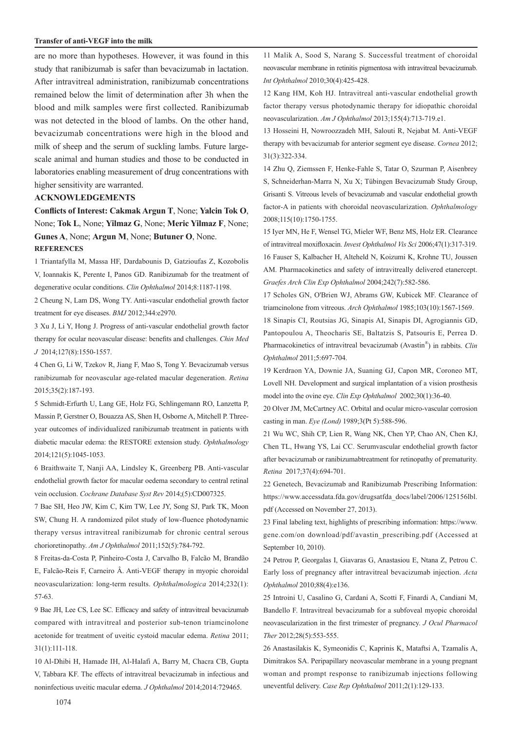are no more than hypotheses. However, it was found in this study that ranibizumab is safer than bevacizumab in lactation. After intravitreal administration, ranibizumab concentrations remained below the limit of determination after 3h when the blood and milk samples were first collected. Ranibizumab was not detected in the blood of lambs. On the other hand, bevacizumab concentrations were high in the blood and milk of sheep and the serum of suckling lambs. Future large-scale animal and human studies and those to be conducted in laboratories enabling measurement of drug concentrations with higher sensitivity are warranted.

## ACKNOWLEDGEMENTS

**Conflicts of Interest: Cakmak Argun T**, None; **Yalcin Tok O**, None; **Tok L**, None; **Yilmaz G**, None; **Meric Yilmaz F**, None; **Gunes A**, None; **Argun M**, None; **Butuner O**, None.

## REFERENCES

1 Triantafylla M, Massa HF, Dardabounis D, Gatzioufas Z, Kozobolis V, Ioannakis K, Perente I, Panos GD. Ranibizumab for the treatment of degenerative ocular conditions. *Clin Ophthalmol* 2014;8:1187-1198.

2 Cheung N, Lam DS, Wong TY. Anti-vascular endothelial growth factor treatment for eye diseases. *BMJ* 2012;344:e2970.

3 Xu J, Li Y, Hong J. Progress of anti-vascular endothelial growth factor therapy for ocular neovascular disease: benefits and challenges. *Chin Med J* 2014;127(8):1550-1557.

4 Chen G, Li W, Tzekov R, Jiang F, Mao S, Tong Y. Bevacizumab versus ranibizumab for neovascular age-related macular degeneration. *Retina* 2015;35(2):187-193.

5 Schmidt-Erfurth U, Lang GE, Holz FG, Schlingemann RO, Lanzetta P, Massin P, Gerstner O, Bouazza AS, Shen H, Osborne A, Mitchell P. Three-year outcomes of individualized ranibizumab treatment in patients with diabetic macular edema: the RESTORE extension study. *Ophthalmology* 2014;121(5):1045-1053.

6 Braithwaite T, Nanji AA, Lindsley K, Greenberg PB. Anti-vascular endothelial growth factor for macular oedema secondary to central retinal vein occlusion. *Cochrane Database Syst Rev* 2014;(5):CD007325.

7 Bae SH, Heo JW, Kim C, Kim TW, Lee JY, Song SJ, Park TK, Moon SW, Chung H. A randomized pilot study of low-fluence photodynamic therapy versus intravitreal ranibizumab for chronic central serous chorioretinopathy. *Am J Ophthalmol* 2011;152(5):784-792.

8 Freitas-da-Costa P, Pinheiro-Costa J, Carvalho B, Falcão M, Brandão E, Falcão-Reis F, Carneiro Â. Anti-VEGF therapy in myopic choroidal neovascularization: long-term results. *Ophthalmologica* 2014;232(1):57-63.

9 Bae JH, Lee CS, Lee SC. Efficacy and safety of intravitreal bevacizumab compared with intravitreal and posterior sub-tenon triamcinolone acetonide for treatment of uveitic cystoid macular edema. *Retina* 2011;31(1):111-118.

10 Al-Dhibi H, Hamade IH, Al-Halafi A, Barry M, Chacra CB, Gupta V, Tabbara KF. The effects of intravitreal bevacizumab in infectious and noninfectious uveitic macular edema. *J Ophthalmol* 2014;2014:729465.

11 Malik A, Sood S, Narang S. Successful treatment of choroidal neovascular membrane in retinitis pigmentosa with intravitreal bevacizumab. *Int Ophthalmol* 2010;30(4):425-428.

12 Kang HM, Koh HJ. Intravitreal anti-vascular endothelial growth factor therapy versus photodynamic therapy for idiopathic choroidal neovascularization. *Am J Ophthalmol* 2013;155(4):713-719.e1.

13 Hosseini H, Nowroozzadeh MH, Salouti R, Nejabat M. Anti-VEGF therapy with bevacizumab for anterior segment eye disease. *Cornea* 2012;31(3):322-334.

14 Zhu Q, Ziemssen F, Henke-Fahle S, Tatar O, Szurman P, Aisenbrey S, Schneiderhan-Marra N, Xu X; Tübingen Bevacizumab Study Group, Grisanti S. Vitreous levels of bevacizumab and vascular endothelial growth factor-A in patients with choroidal neovascularization. *Ophthalmology* 2008;115(10):1750-1755.

15 Iyer MN, He F, Wensel TG, Mieler WF, Benz MS, Holz ER. Clearance of intravitreal moxifloxacin. *Invest Ophthalmol Vis Sci* 2006;47(1):317-319.

16 Fauser S, Kalbacher H, Alteheld N, Koizumi K, Krohne TU, Joussen AM. Pharmacokinetics and safety of intravitreally delivered etanercept. *Graefes Arch Clin Exp Ophthalmol* 2004;242(7):582-586.

17 Scholes GN, O'Brien WJ, Abrams GW, Kubicek MF. Clearance of triamcinolone from vitreous. *Arch Ophthalmol* 1985;103(10):1567-1569.

18 Sinapis CI, Routsias JG, Sinapis AI, Sinapis DI, Agrogiannis GD, Pantopoulou A, Theocharis SE, Baltatzis S, Patsouris E, Perrea D. Pharmacokinetics of intravitreal bevacizumab (Avastin®) in rabbits. *Clin Ophthalmol* 2011;5:697-704.

19 Kerdraon YA, Downie JA, Suaning GJ, Capon MR, Coroneo MT, Lovell NH. Development and surgical implantation of a vision prosthesis model into the ovine eye. *Clin Exp Ophthalmol* 2002;30(1):36-40.

20 Olver JM, McCartney AC. Orbital and ocular micro-vascular corrosion casting in man. *Eye (Lond)* 1989;3(Pt 5):588-596.

21 Wu WC, Shih CP, Lien R, Wang NK, Chen YP, Chao AN, Chen KJ, Chen TL, Hwang YS, Lai CC. Serumvascular endothelial growth factor after bevacizumab or ranibizumabtreatment for retinopathy of prematurity. *Retina* 2017;37(4):694-701.

22 Genetech, Bevacizumab and Ranibizumab Prescribing Information: https://www.accessdata.fda.gov/drugsatfda_docs/label/2006/125156lbl.pdf (Accessed on November 27, 2013).

23 Final labeling text, highlights of prescribing information: https://www.gene.com/on download/pdf/avastin_prescribing.pdf (Accessed at September 10, 2010).

24 Petrou P, Georgalas I, Giavaras G, Anastasiou E, Ntana Z, Petrou C. Early loss of pregnancy after intravitreal bevacizumab injection. *Acta Ophthalmol* 2010;88(4):e136.

25 Introini U, Casalino G, Cardani A, Scotti F, Finardi A, Candiani M, Bandello F. Intravitreal bevacizumab for a subfoveal myopic choroidal neovascularization in the first trimester of pregnancy. *J Ocul Pharmacol Ther* 2012;28(5):553-555.

26 Anastasilakis K, Symeonidis C, Kaprinis K, Mataftsi A, Tzamalis A, Dimitrakos SA. Peripapillary neovascular membrane in a young pregnant woman and prompt response to ranibizumab injections following uneventful delivery. *Case Rep Ophthalmol* 2011;2(1):129-133.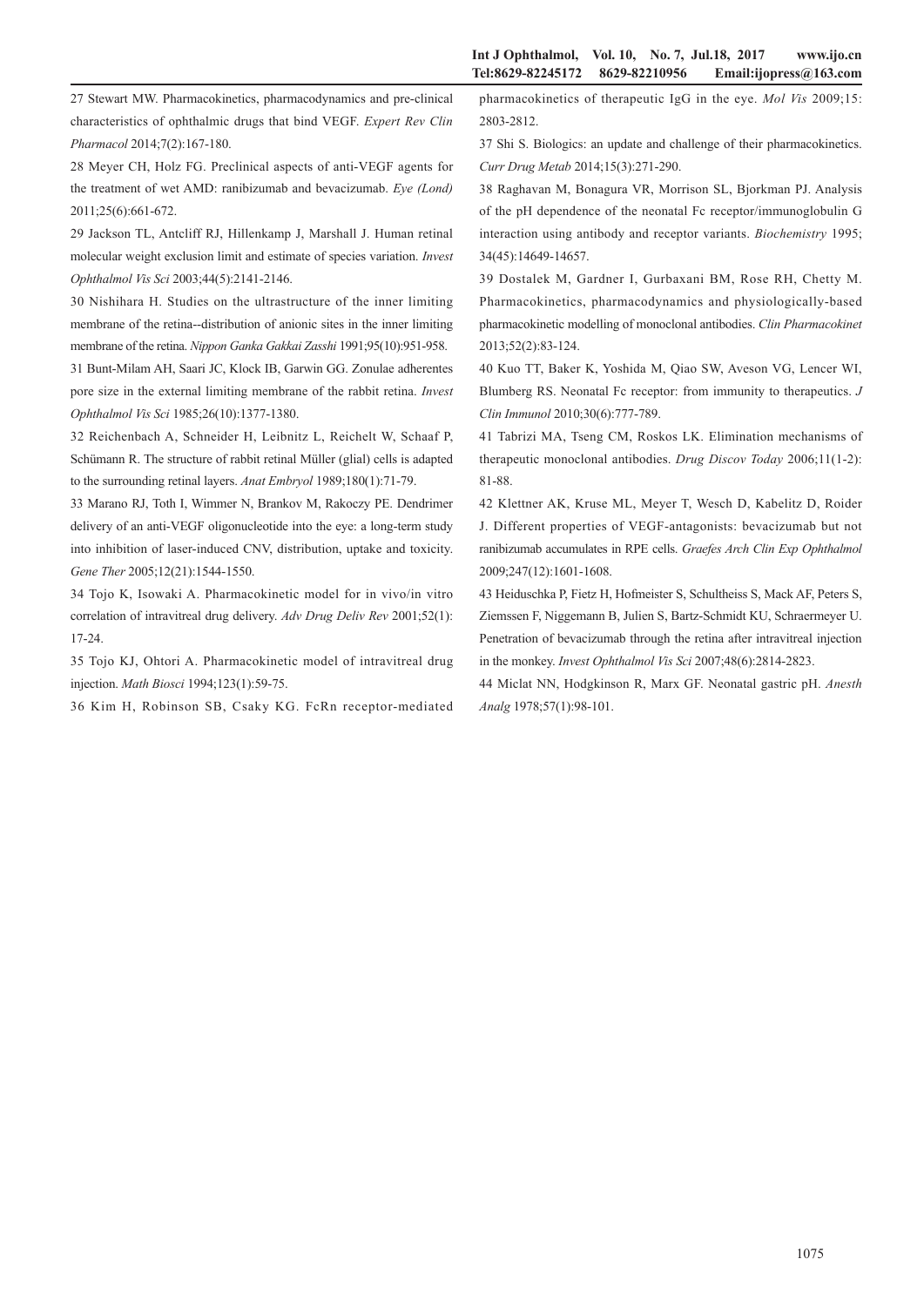27 Stewart MW. Pharmacokinetics, pharmacodynamics and pre-clinical characteristics of ophthalmic drugs that bind VEGF. *Expert Rev Clin Pharmacol* 2014;7(2):167-180.

28 Meyer CH, Holz FG. Preclinical aspects of anti-VEGF agents for the treatment of wet AMD: ranibizumab and bevacizumab. *Eye (Lond)* 2011;25(6):661-672.

29 Jackson TL, Antcliff RJ, Hillenkamp J, Marshall J. Human retinal molecular weight exclusion limit and estimate of species variation. *Invest Ophthalmol Vis Sci* 2003;44(5):2141-2146.

30 Nishihara H. Studies on the ultrastructure of the inner limiting membrane of the retina--distribution of anionic sites in the inner limiting membrane of the retina. *Nippon Ganka Gakkai Zasshi* 1991;95(10):951-958.

31 Bunt-Milam AH, Saari JC, Klock IB, Garwin GG. Zonulae adherentes pore size in the external limiting membrane of the rabbit retina. *Invest Ophthalmol Vis Sci* 1985;26(10):1377-1380.

32 Reichenbach A, Schneider H, Leibnitz L, Reichelt W, Schaaf P, Schümann R. The structure of rabbit retinal Müller (glial) cells is adapted to the surrounding retinal layers. *Anat Embryol* 1989;180(1):71-79.

33 Marano RJ, Toth I, Wimmer N, Brankov M, Rakoczy PE. Dendrimer delivery of an anti-VEGF oligonucleotide into the eye: a long-term study into inhibition of laser-induced CNV, distribution, uptake and toxicity. *Gene Ther* 2005;12(21):1544-1550.

34 Tojo K, Isowaki A. Pharmacokinetic model for in vivo/in vitro correlation of intravitreal drug delivery. *Adv Drug Deliv Rev* 2001;52(1): 17-24.

35 Tojo KJ, Ohtori A. Pharmacokinetic model of intravitreal drug injection. *Math Biosci* 1994;123(1):59-75.

36 Kim H, Robinson SB, Csaky KG. FcRn receptor-mediated pharmacokinetics of therapeutic IgG in the eye. *Mol Vis* 2009;15: 2803-2812.

37 Shi S. Biologics: an update and challenge of their pharmacokinetics. *Curr Drug Metab* 2014;15(3):271-290.

38 Raghavan M, Bonagura VR, Morrison SL, Bjorkman PJ. Analysis of the pH dependence of the neonatal Fc receptor/immunoglobulin G interaction using antibody and receptor variants. *Biochemistry* 1995; 34(45):14649-14657.

39 Dostalek M, Gardner I, Gurbaxani BM, Rose RH, Chetty M. Pharmacokinetics, pharmacodynamics and physiologically-based pharmacokinetic modelling of monoclonal antibodies. *Clin Pharmacokinet* 2013;52(2):83-124.

40 Kuo TT, Baker K, Yoshida M, Qiao SW, Aveson VG, Lencer WI, Blumberg RS. Neonatal Fc receptor: from immunity to therapeutics. *J Clin Immunol* 2010;30(6):777-789.

41 Tabrizi MA, Tseng CM, Roskos LK. Elimination mechanisms of therapeutic monoclonal antibodies. *Drug Discov Today* 2006;11(1-2): 81-88.

42 Klettner AK, Kruse ML, Meyer T, Wesch D, Kabelitz D, Roider J. Different properties of VEGF-antagonists: bevacizumab but not ranibizumab accumulates in RPE cells. *Graefes Arch Clin Exp Ophthalmol* 2009;247(12):1601-1608.

43 Heiduschka P, Fietz H, Hofmeister S, Schultheiss S, Mack AF, Peters S, Ziemssen F, Niggemann B, Julien S, Bartz-Schmidt KU, Schraermeyer U. Penetration of bevacizumab through the retina after intravitreal injection in the monkey. *Invest Ophthalmol Vis Sci* 2007;48(6):2814-2823.

44 Miclat NN, Hodgkinson R, Marx GF. Neonatal gastric pH. *Anesth Analg* 1978;57(1):98-101.